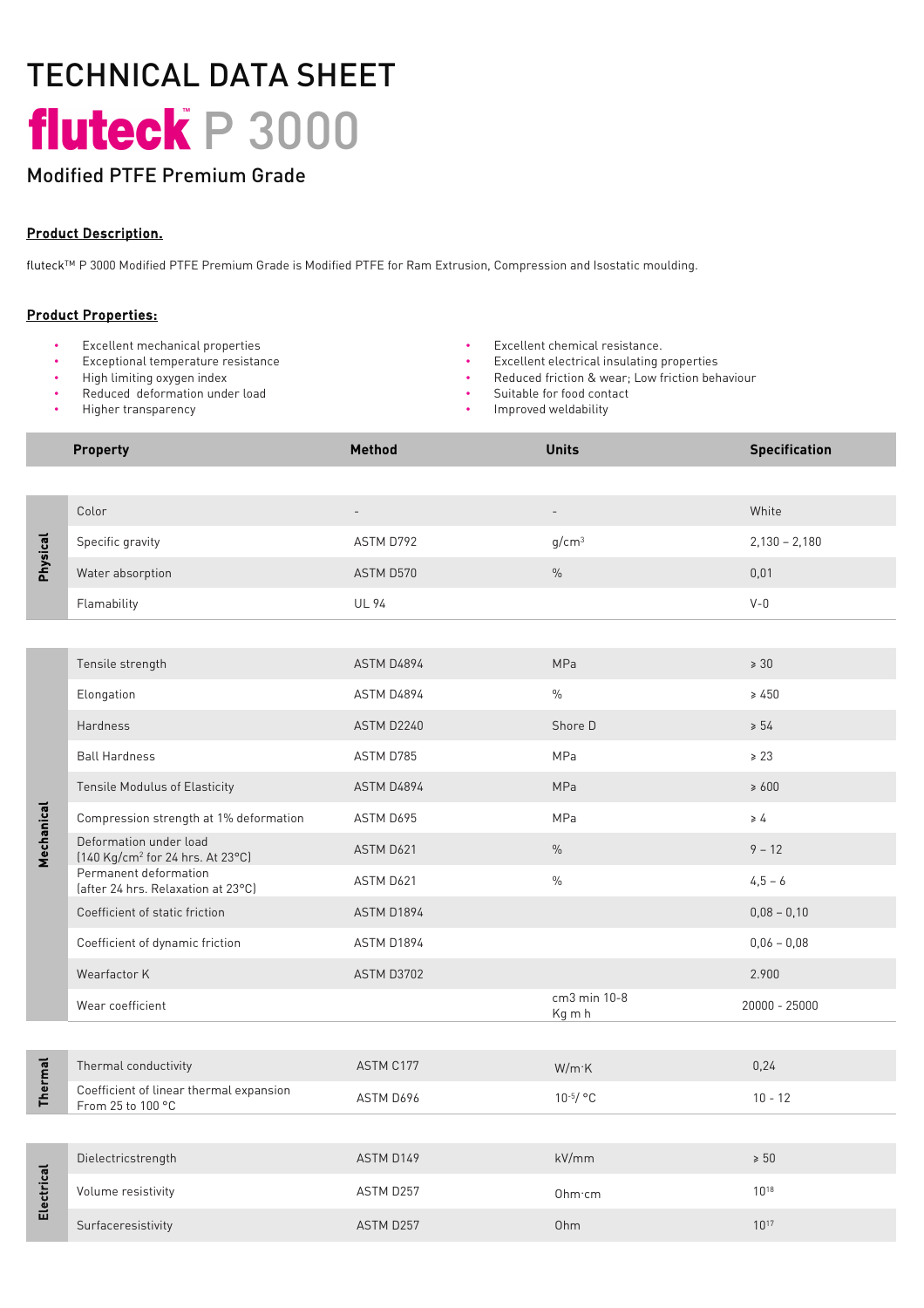# TECHNICAL DATA SHEET

# fluteck™ P 3000

## Modified PTFE Premium Grade

**Product Description.**

fluteck™ P 3000 Modified PTFE Premium Grade is Modified PTFE for Ram Extrusion, Compression and Isostatic moulding.

**Product Properties:**

- Excellent mechanical properties
- Exceptional temperature resistance
- High limiting oxygen index
- Reduced deformation under load
- Higher transparency
- Excellent chemical resistance.
- Excellent electrical insulating properties
- Reduced friction & wear; Low friction behaviour
- Suitable for food contact
- Improved weldability

| | Property | Method | Units | Specification |
|---|---|---|---|---|
| Physical | Color | - | - | White |
| | Specific gravity | ASTM D792 | $g/cm^3$ | 2,130 – 2,180 |
| | Water absorption | ASTM D570 | % | 0,01 |
| | Flamability | UL 94 | | V-0 |
| Mechanical | Tensile strength | ASTM D4894 | MPa | ≥ 30 |
| | Elongation | ASTM D4894 | % | ≥ 450 |
| | Hardness | ASTM D2240 | Shore D | ≥ 54 |
| | Ball Hardness | ASTM D785 | MPa | ≥ 23 |
| | Tensile Modulus of Elasticity | ASTM D4894 | MPa | ≥ 600 |
| | Compression strength at 1% deformation | ASTM D695 | MPa | ≥ 4 |
| | Deformation under load (140 $Kg/cm^2$ for 24 hrs. At 23°C) | ASTM D621 | % | 9 – 12 |
| | Permanent deformation (after 24 hrs. Relaxation at 23°C) | ASTM D621 | % | 4,5 – 6 |
| | Coefficient of static friction | ASTM D1894 | | 0,08 – 0,10 |
| | Coefficient of dynamic friction | ASTM D1894 | | 0,06 – 0,08 |
| | Wearfactor K | ASTM D3702 | | 2.900 |
| | Wear coefficient | | cm3 min 10-8 Kg m h | 20000 - 25000 |
| Thermal | Thermal conductivity | ASTM C177 | W/m·K | 0,24 |
| | Coefficient of linear thermal expansion From 25 to 100 °C | ASTM D696 | $10^{-5}$/ °C | 10 - 12 |
| Electrical | Dielectricstrength | ASTM D149 | kV/mm | ≥ 50 |
| | Volume resistivity | ASTM D257 | Ohm·cm | $10^{18}$ |
| | Surfaceresistivity | ASTM D257 | Ohm | $10^{17}$ |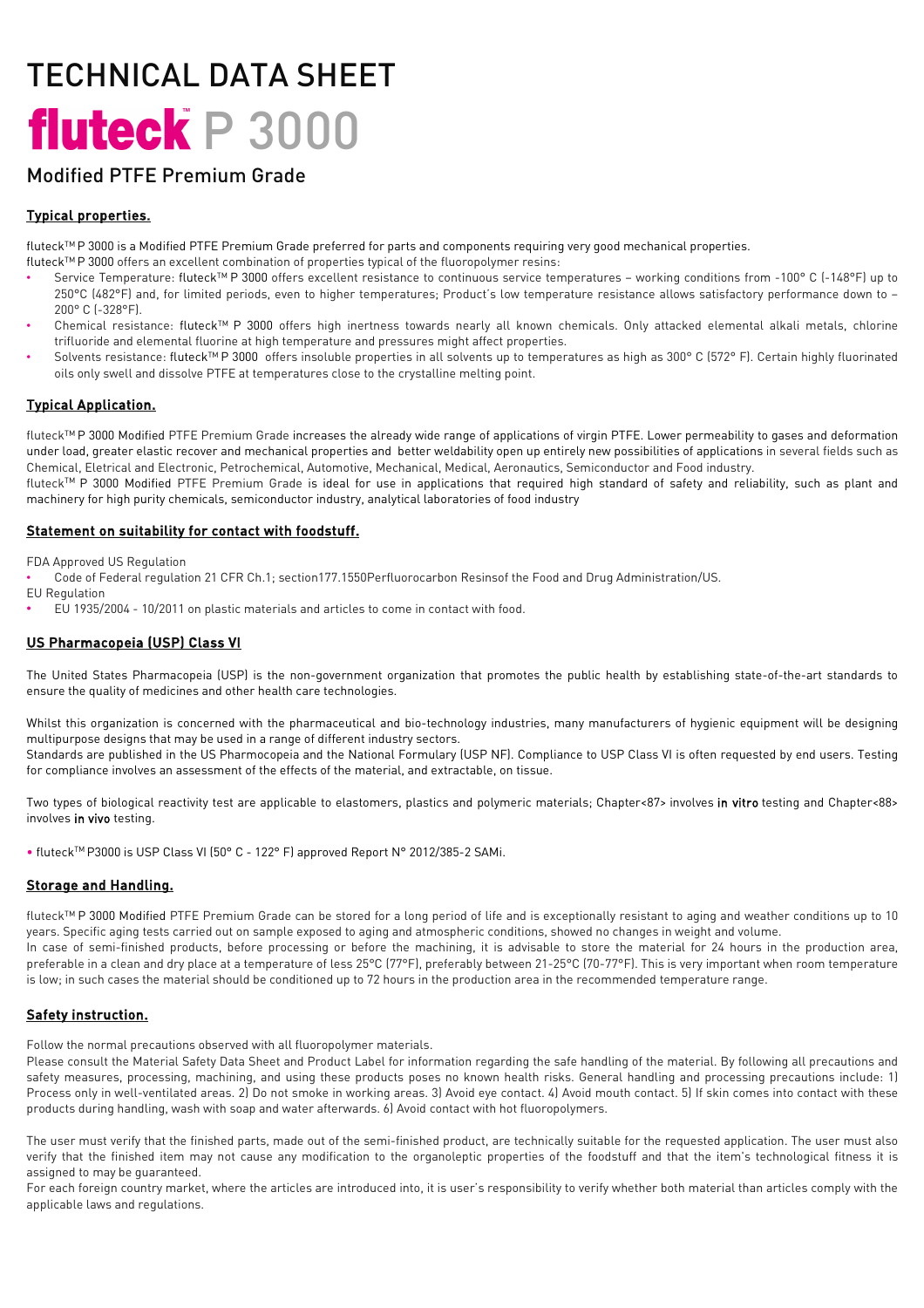# TECHNICAL DATA SHEET

# fluteck™ P 3000

## Modified PTFE Premium Grade

### Typical properties.

fluteck™ P 3000 is a Modified PTFE Premium Grade preferred for parts and components requiring very good mechanical properties.
fluteck™ P 3000 offers an excellent combination of properties typical of the fluoropolymer resins:

- Service Temperature: fluteck™ P 3000 offers excellent resistance to continuous service temperatures – working conditions from -100° C (-148°F) up to 250°C (482°F) and, for limited periods, even to higher temperatures; Product's low temperature resistance allows satisfactory performance down to – 200° C (-328°F).
- Chemical resistance: fluteck™ P 3000 offers high inertness towards nearly all known chemicals. Only attacked elemental alkali metals, chlorine trifluoride and elemental fluorine at high temperature and pressures might affect properties.
- Solvents resistance: fluteck™ P 3000 offers insoluble properties in all solvents up to temperatures as high as 300° C (572° F). Certain highly fluorinated oils only swell and dissolve PTFE at temperatures close to the crystalline melting point.

### Typical Application.

fluteck™ P 3000 Modified PTFE Premium Grade increases the already wide range of applications of virgin PTFE. Lower permeability to gases and deformation under load, greater elastic recover and mechanical properties and better weldability open up entirely new possibilities of applications in several fields such as Chemical, Eletrical and Electronic, Petrochemical, Automotive, Mechanical, Medical, Aeronautics, Semiconductor and Food industry.
fluteck™ P 3000 Modified PTFE Premium Grade is ideal for use in applications that required high standard of safety and reliability, such as plant and machinery for high purity chemicals, semiconductor industry, analytical laboratories of food industry

### Statement on suitability for contact with foodstuff.

FDA Approved US Regulation

- Code of Federal regulation 21 CFR Ch.1; section177.1550Perfluorocarbon Resinsof the Food and Drug Administration/US.

EU Regulation

- EU 1935/2004 - 10/2011 on plastic materials and articles to come in contact with food.

### US Pharmacopeia (USP) Class VI

The United States Pharmacopeia (USP) is the non-government organization that promotes the public health by establishing state-of-the-art standards to ensure the quality of medicines and other health care technologies.

Whilst this organization is concerned with the pharmaceutical and bio-technology industries, many manufacturers of hygienic equipment will be designing multipurpose designs that may be used in a range of different industry sectors.
Standards are published in the US Pharmcopeia and the National Formulary (USP NF). Compliance to USP Class VI is often requested by end users. Testing for compliance involves an assessment of the effects of the material, and extractable, on tissue.

Two types of biological reactivity test are applicable to elastomers, plastics and polymeric materials; Chapter<87> involves **in vitro** testing and Chapter<88> involves **in vivo** testing.

- fluteck™ P3000 is USP Class VI (50° C - 122° F) approved Report N° 2012/385-2 SAMi.

### Storage and Handling.

fluteck™ P 3000 Modified PTFE Premium Grade can be stored for a long period of life and is exceptionally resistant to aging and weather conditions up to 10 years. Specific aging tests carried out on sample exposed to aging and atmospheric conditions, showed no changes in weight and volume.
In case of semi-finished products, before processing or before the machining, it is advisable to store the material for 24 hours in the production area, preferable in a clean and dry place at a temperature of less 25°C (77°F), preferably between 21-25°C (70-77°F). This is very important when room temperature is low; in such cases the material should be conditioned up to 72 hours in the production area in the recommended temperature range.

### Safety instruction.

Follow the normal precautions observed with all fluoropolymer materials.
Please consult the Material Safety Data Sheet and Product Label for information regarding the safe handling of the material. By following all precautions and safety measures, processing, machining, and using these products poses no known health risks. General handling and processing precautions include: 1) Process only in well-ventilated areas. 2) Do not smoke in working areas. 3) Avoid eye contact. 4) Avoid mouth contact. 5) If skin comes into contact with these products during handling, wash with soap and water afterwards. 6) Avoid contact with hot fluoropolymers.

The user must verify that the finished parts, made out of the semi-finished product, are technically suitable for the requested application. The user must also verify that the finished item may not cause any modification to the organoleptic properties of the foodstuff and that the item's technological fitness it is assigned to may be guaranteed.
For each foreign country market, where the articles are introduced into, it is user's responsibility to verify whether both material than articles comply with the applicable laws and regulations.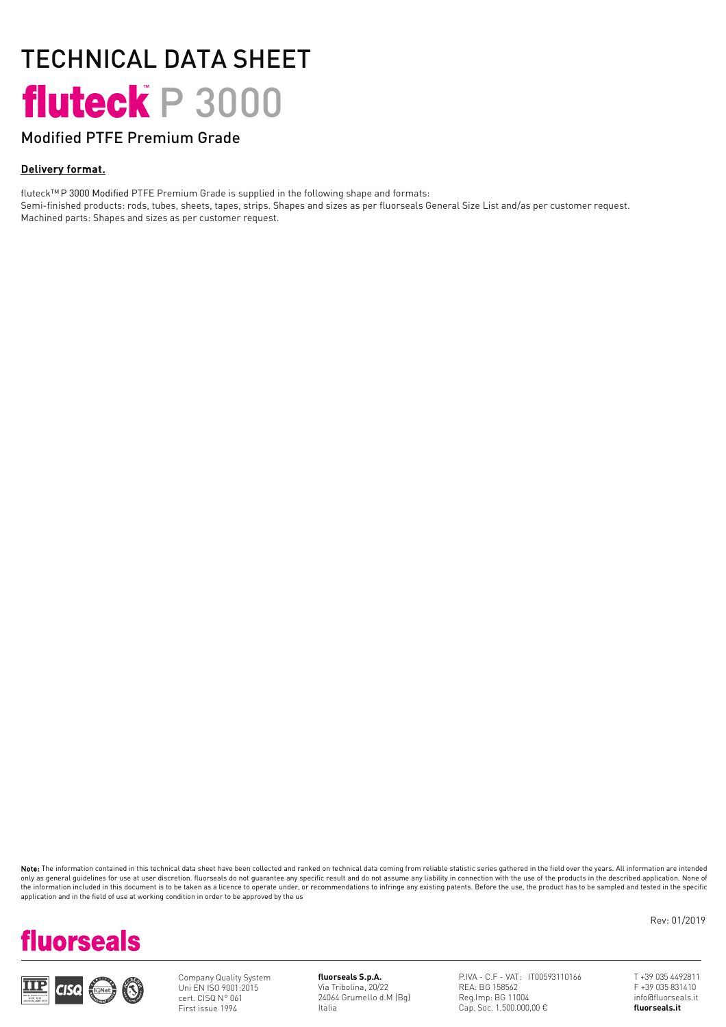# TECHNICAL DATA SHEET

# fluteck™ P 3000

## Modified PTFE Premium Grade

**Delivery format.**

fluteck™ P 3000 Modified PTFE Premium Grade is supplied in the following shape and formats:
Semi-finished products: rods, tubes, sheets, tapes, strips. Shapes and sizes as per fluorseals General Size List and/as per customer request.
Machined parts: Shapes and sizes as per customer request.

**Note:** The information contained in this technical data sheet have been collected and ranked on technical data coming from reliable statistic series gathered in the field over the years. All information are intended only as general guidelines for use at user discretion. fluorseals do not guarantee any specific result and do not assume any liability in connection with the use of the products in the described application. None of the information included in this document is to be taken as a licence to operate under, or recommendations to infringe any existing patents. Before the use, the product has to be sampled and tested in the specific application and in the field of use at working condition in order to be approved by the us

Rev: 01/2019

fluorseals

Company Quality System
Uni EN ISO 9001:2015
cert. CISQ N° 061
First issue 1994

**fluorseals S.p.A.**
Via Tribolina, 20/22
24064 Grumello d.M (Bg)
Italia

P.IVA - C.F - VAT: IT00593110166
REA: BG 158562
Reg.Imp: BG 11004
Cap. Soc. 1.500.000,00 €

T +39 035 4492811
F +39 035 831410
info@fluorseals.it
**fluorseals.it**